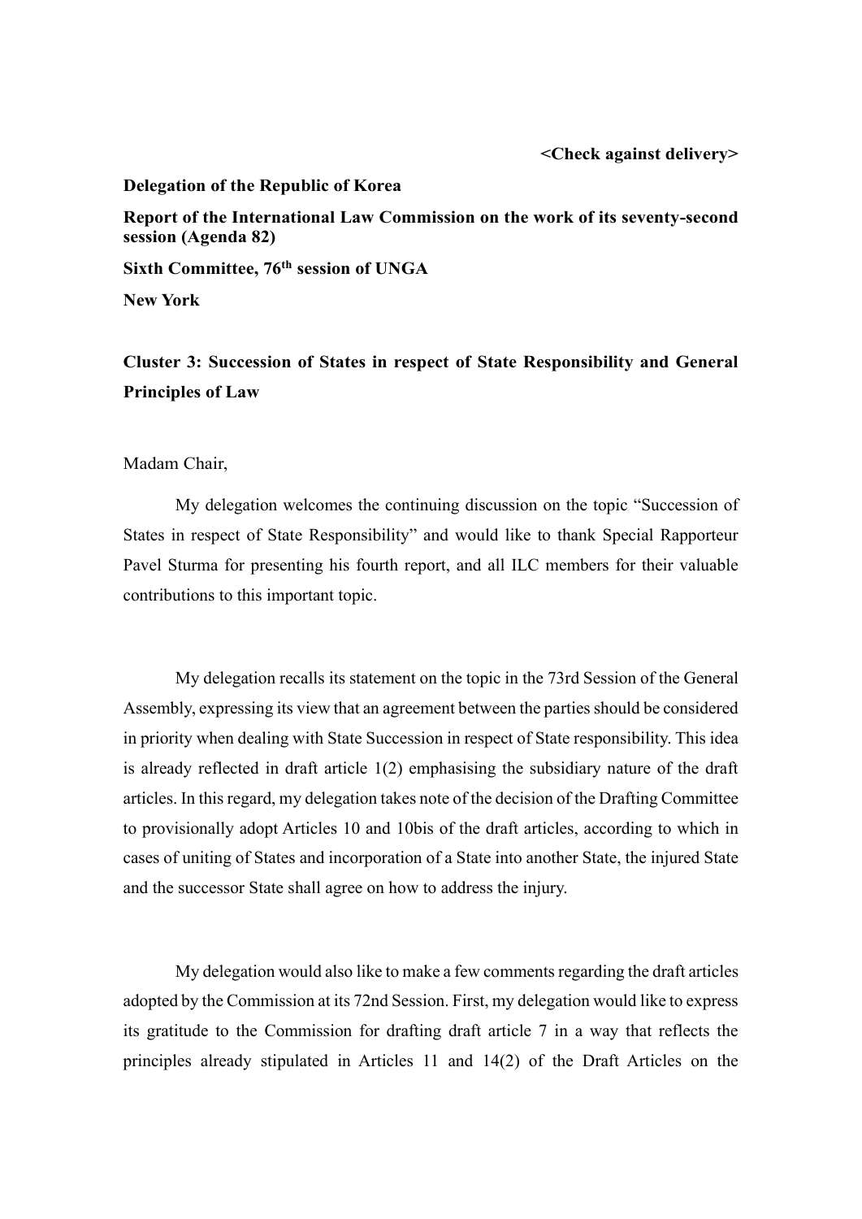**<Check against delivery>**

**Delegation of the Republic of Korea**

**Report of the International Law Commission on the work of its seventy-second session (Agenda 82)**

**Sixth Committee, 76th session of UNGA**

**New York**

## Cluster 3: Succession of States in respect of State Responsibility and General Principles of Law

Madam Chair,

My delegation welcomes the continuing discussion on the topic "Succession of States in respect of State Responsibility" and would like to thank Special Rapporteur Pavel Sturma for presenting his fourth report, and all ILC members for their valuable contributions to this important topic.

My delegation recalls its statement on the topic in the 73rd Session of the General Assembly, expressing its view that an agreement between the parties should be considered in priority when dealing with State Succession in respect of State responsibility. This idea is already reflected in draft article 1(2) emphasising the subsidiary nature of the draft articles. In this regard, my delegation takes note of the decision of the Drafting Committee to provisionally adopt Articles 10 and 10bis of the draft articles, according to which in cases of uniting of States and incorporation of a State into another State, the injured State and the successor State shall agree on how to address the injury.

My delegation would also like to make a few comments regarding the draft articles adopted by the Commission at its 72nd Session. First, my delegation would like to express its gratitude to the Commission for drafting draft article 7 in a way that reflects the principles already stipulated in Articles 11 and 14(2) of the Draft Articles on the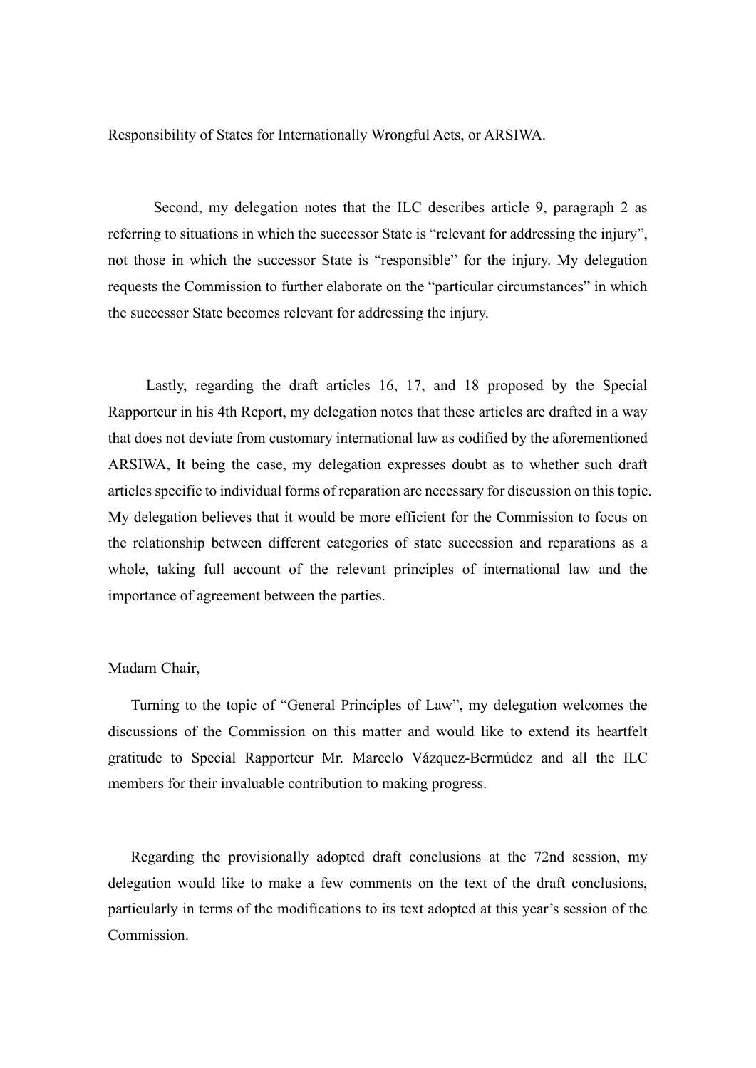Responsibility of States for Internationally Wrongful Acts, or ARSIWA.

Second, my delegation notes that the ILC describes article 9, paragraph 2 as referring to situations in which the successor State is "relevant for addressing the injury", not those in which the successor State is "responsible" for the injury. My delegation requests the Commission to further elaborate on the "particular circumstances" in which the successor State becomes relevant for addressing the injury.

Lastly, regarding the draft articles 16, 17, and 18 proposed by the Special Rapporteur in his 4th Report, my delegation notes that these articles are drafted in a way that does not deviate from customary international law as codified by the aforementioned ARSIWA, It being the case, my delegation expresses doubt as to whether such draft articles specific to individual forms of reparation are necessary for discussion on this topic. My delegation believes that it would be more efficient for the Commission to focus on the relationship between different categories of state succession and reparations as a whole, taking full account of the relevant principles of international law and the importance of agreement between the parties.

Madam Chair,

Turning to the topic of "General Principles of Law", my delegation welcomes the discussions of the Commission on this matter and would like to extend its heartfelt gratitude to Special Rapporteur Mr. Marcelo Vázquez-Bermúdez and all the ILC members for their invaluable contribution to making progress.

Regarding the provisionally adopted draft conclusions at the 72nd session, my delegation would like to make a few comments on the text of the draft conclusions, particularly in terms of the modifications to its text adopted at this year's session of the Commission.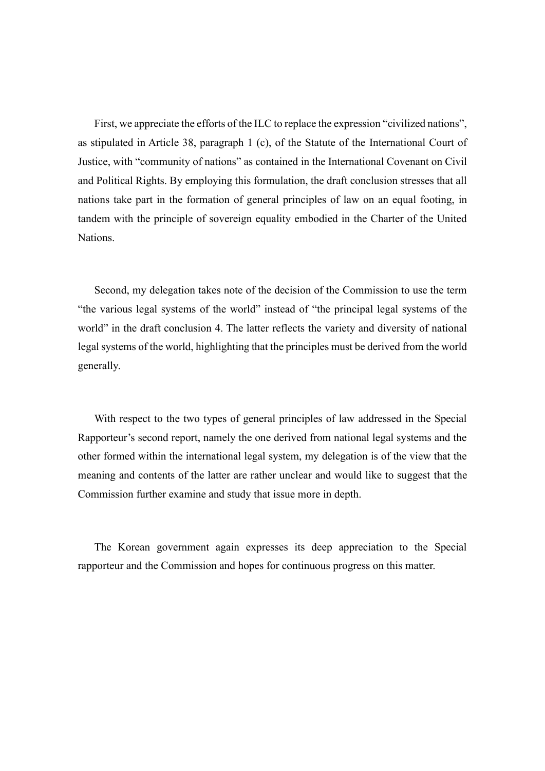First, we appreciate the efforts of the ILC to replace the expression “civilized nations”, as stipulated in Article 38, paragraph 1 (c), of the Statute of the International Court of Justice, with “community of nations” as contained in the International Covenant on Civil and Political Rights. By employing this formulation, the draft conclusion stresses that all nations take part in the formation of general principles of law on an equal footing, in tandem with the principle of sovereign equality embodied in the Charter of the United Nations.

Second, my delegation takes note of the decision of the Commission to use the term “the various legal systems of the world” instead of “the principal legal systems of the world” in the draft conclusion 4. The latter reflects the variety and diversity of national legal systems of the world, highlighting that the principles must be derived from the world generally.

With respect to the two types of general principles of law addressed in the Special Rapporteur’s second report, namely the one derived from national legal systems and the other formed within the international legal system, my delegation is of the view that the meaning and contents of the latter are rather unclear and would like to suggest that the Commission further examine and study that issue more in depth.

The Korean government again expresses its deep appreciation to the Special rapporteur and the Commission and hopes for continuous progress on this matter.